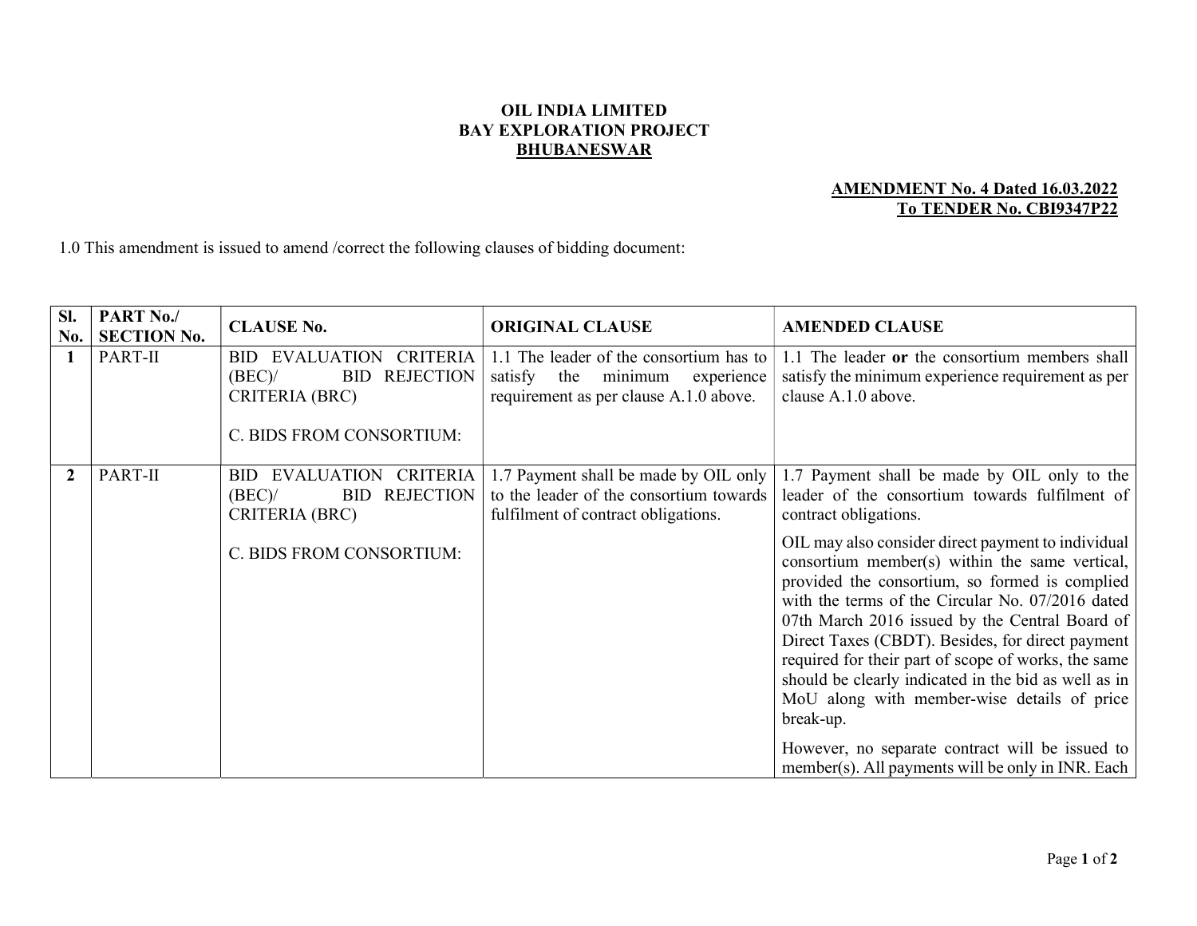**OIL INDIA LIMITED**
**BAY EXPLORATION PROJECT**
**BHUBANESWAR**

**AMENDMENT No. 4 Dated 16.03.2022**
**To TENDER No. CBI9347P22**

1.0 This amendment is issued to amend /correct the following clauses of bidding document:

| Sl. No. | PART No./ SECTION No. | CLAUSE No. | ORIGINAL CLAUSE | AMENDED CLAUSE |
|---|---|---|---|---|
| **1** | PART-II | BID EVALUATION CRITERIA (BEC)/ BID REJECTION CRITERIA (BRC)<br><br>C. BIDS FROM CONSORTIUM: | 1.1 The leader of the consortium has to satisfy the minimum experience requirement as per clause A.1.0 above. | 1.1 The leader **or** the consortium members shall satisfy the minimum experience requirement as per clause A.1.0 above. |
| **2** | PART-II | BID EVALUATION CRITERIA (BEC)/ BID REJECTION CRITERIA (BRC)<br><br>C. BIDS FROM CONSORTIUM: | 1.7 Payment shall be made by OIL only to the leader of the consortium towards fulfilment of contract obligations. | 1.7 Payment shall be made by OIL only to the leader of the consortium towards fulfilment of contract obligations.<br><br>OIL may also consider direct payment to individual consortium member(s) within the same vertical, provided the consortium, so formed is complied with the terms of the Circular No. 07/2016 dated 07th March 2016 issued by the Central Board of Direct Taxes (CBDT). Besides, for direct payment required for their part of scope of works, the same should be clearly indicated in the bid as well as in MoU along with member-wise details of price break-up.<br><br>However, no separate contract will be issued to member(s). All payments will be only in INR. Each |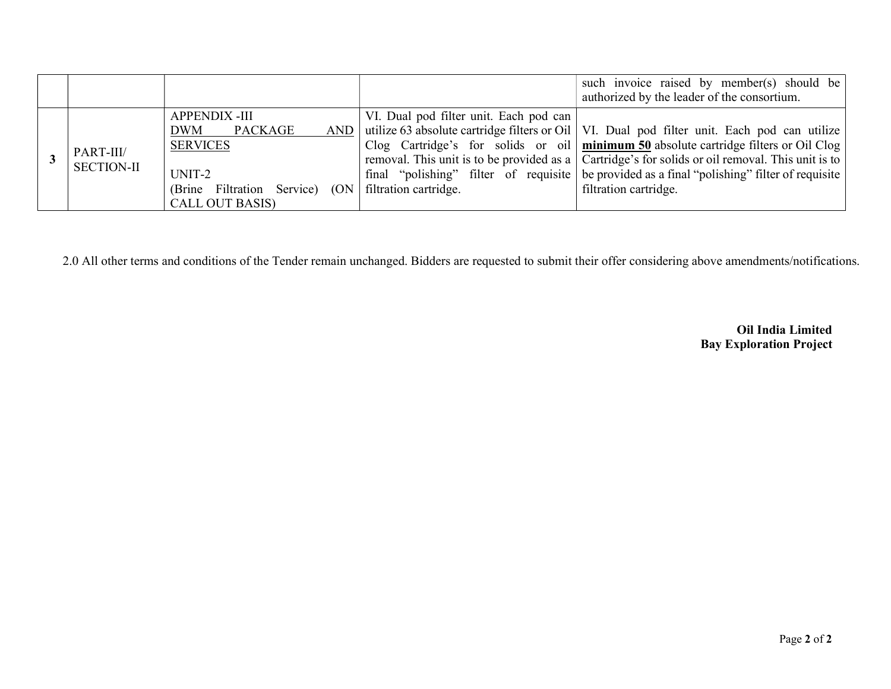| | | | | |
|---|---|---|---|---|
| | | | | such invoice raised by member(s) should be authorized by the leader of the consortium. |
| **3** | PART-III/ SECTION-II | APPENDIX -III <br> DWM PACKAGE AND SERVICES <br><br> UNIT-2 <br> (Brine Filtration Service) (ON CALL OUT BASIS) | VI. Dual pod filter unit. Each pod can utilize 63 absolute cartridge filters or Oil Clog Cartridge's for solids or oil removal. This unit is to be provided as a final "polishing" filter of requisite filtration cartridge. | VI. Dual pod filter unit. Each pod can utilize **minimum 50** absolute cartridge filters or Oil Clog Cartridge's for solids or oil removal. This unit is to be provided as a final "polishing" filter of requisite filtration cartridge. |

2.0 All other terms and conditions of the Tender remain unchanged. Bidders are requested to submit their offer considering above amendments/notifications.

**Oil India Limited**
**Bay Exploration Project**